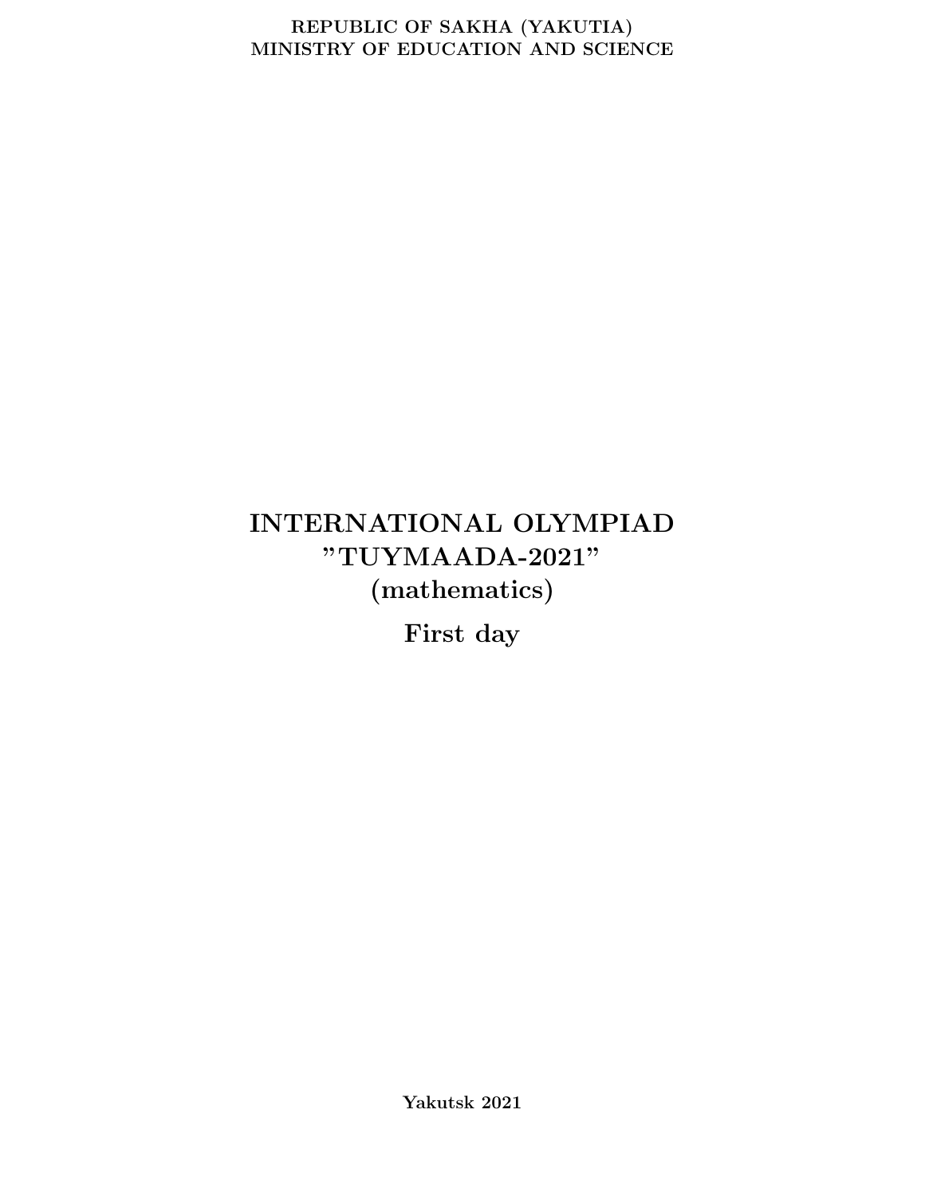REPUBLIC OF SAKHA (YAKUTIA)
MINISTRY OF EDUCATION AND SCIENCE

# INTERNATIONAL OLYMPIAD "TUYMAADA-2021" (mathematics)

## First day

**Yakutsk 2021**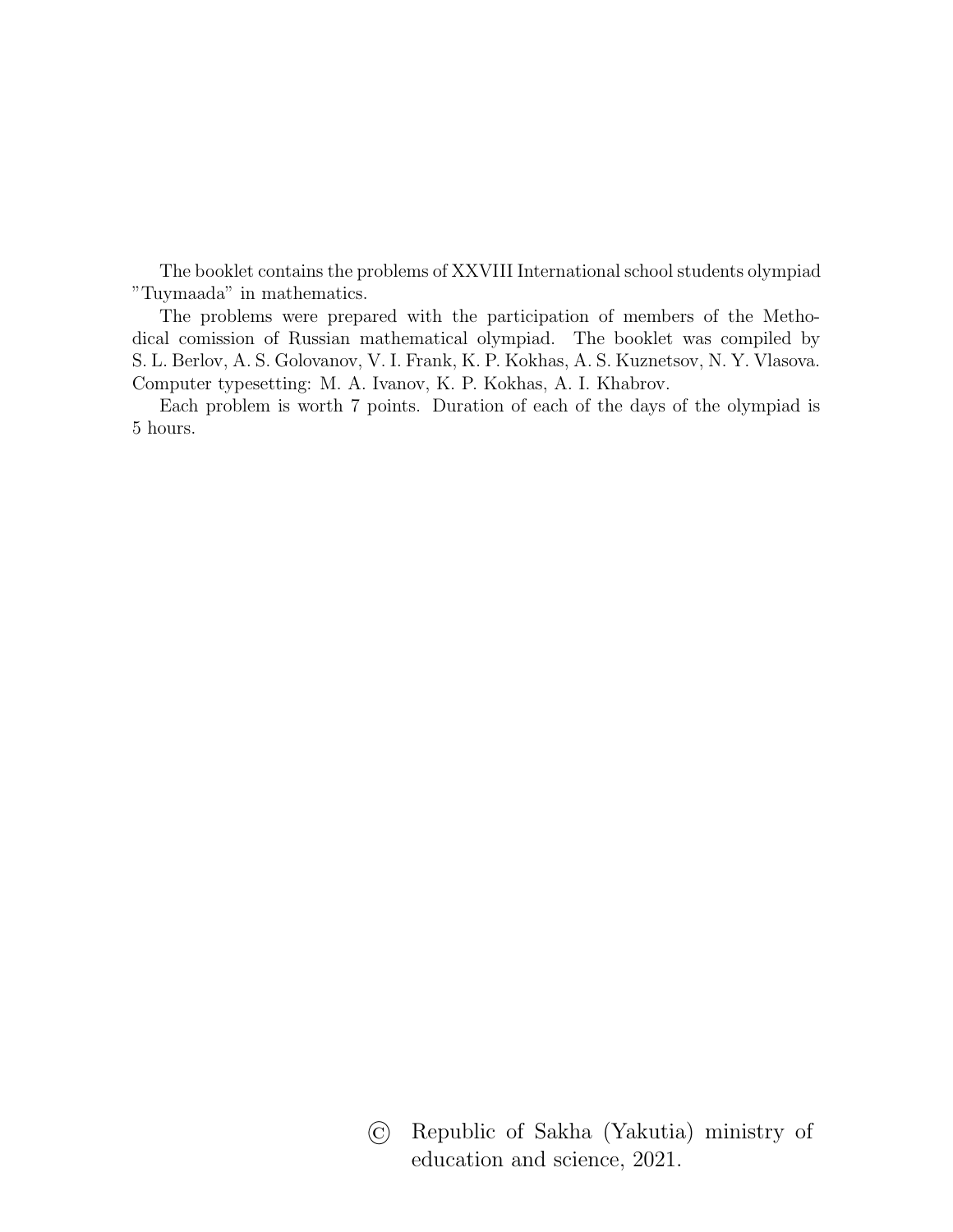The booklet contains the problems of XXVIII International school students olympiad "Tuymaada" in mathematics.

The problems were prepared with the participation of members of the Methodical comission of Russian mathematical olympiad. The booklet was compiled by S. L. Berlov, A. S. Golovanov, V. I. Frank, K. P. Kokhas, A. S. Kuznetsov, N. Y. Vlasova. Computer typesetting: M. A. Ivanov, K. P. Kokhas, A. I. Khabrov.

Each problem is worth 7 points. Duration of each of the days of the olympiad is 5 hours.

© Republic of Sakha (Yakutia) ministry of education and science, 2021.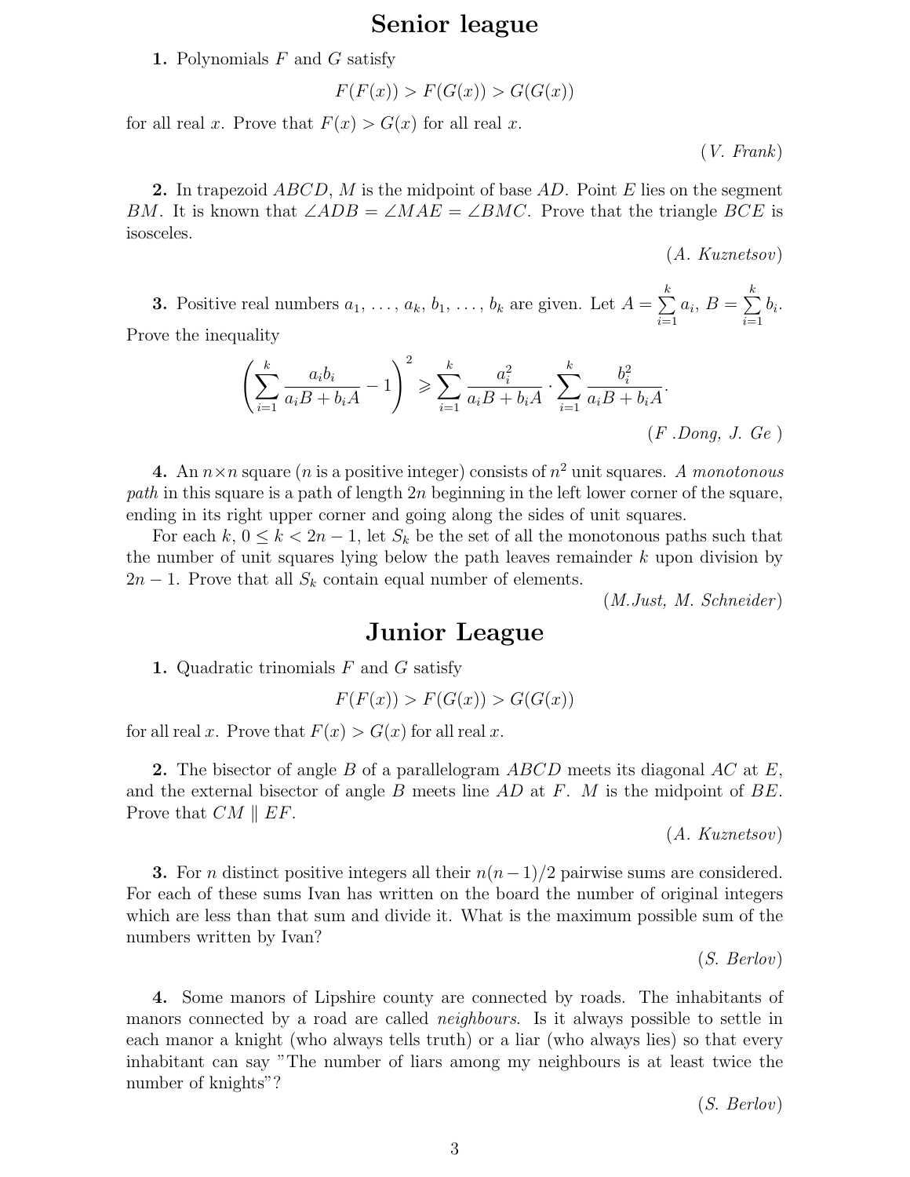# Senior league

**1.** Polynomials $F$ and $G$ satisfy

$$F(F(x)) > F(G(x)) > G(G(x))$$

for all real $x$. Prove that $F(x) > G(x)$ for all real $x$.

*(V. Frank)*

**2.** In trapezoid $ABCD$, $M$ is the midpoint of base $AD$. Point $E$ lies on the segment $BM$. It is known that $\angle ADB = \angle MAE = \angle BMC$. Prove that the triangle $BCE$ is isosceles.

*(A. Kuznetsov)*

**3.** Positive real numbers $a_1, \ldots, a_k, b_1, \ldots, b_k$ are given. Let $A = \sum_{i=1}^{k} a_i$, $B = \sum_{i=1}^{k} b_i$. Prove the inequality

$$\left( \sum_{i=1}^{k} \frac{a_i b_i}{a_i B + b_i A} - 1 \right)^2 \geqslant \sum_{i=1}^{k} \frac{a_i^2}{a_i B + b_i A} \cdot \sum_{i=1}^{k} \frac{b_i^2}{a_i B + b_i A}.$$

*(F .Dong, J. Ge )*

**4.** An $n \times n$ square ($n$ is a positive integer) consists of $n^2$ unit squares. *A monotonous path* in this square is a path of length $2n$ beginning in the left lower corner of the square, ending in its right upper corner and going along the sides of unit squares.

For each $k$, $0 \leq k < 2n - 1$, let $S_k$ be the set of all the monotonous paths such that the number of unit squares lying below the path leaves remainder $k$ upon division by $2n - 1$. Prove that all $S_k$ contain equal number of elements.

*(M.Just, M. Schneider)*

# Junior League

**1.** Quadratic trinomials $F$ and $G$ satisfy

$$F(F(x)) > F(G(x)) > G(G(x))$$

for all real $x$. Prove that $F(x) > G(x)$ for all real $x$.

**2.** The bisector of angle $B$ of a parallelogram $ABCD$ meets its diagonal $AC$ at $E$, and the external bisector of angle $B$ meets line $AD$ at $F$. $M$ is the midpoint of $BE$. Prove that $CM \parallel EF$.

*(A. Kuznetsov)*

**3.** For $n$ distinct positive integers all their $n(n-1)/2$ pairwise sums are considered. For each of these sums Ivan has written on the board the number of original integers which are less than that sum and divide it. What is the maximum possible sum of the numbers written by Ivan?

*(S. Berlov)*

**4.** Some manors of Lipshire county are connected by roads. The inhabitants of manors connected by a road are called *neighbours*. Is it always possible to settle in each manor a knight (who always tells truth) or a liar (who always lies) so that every inhabitant can say "The number of liars among my neighbours is at least twice the number of knights"?

*(S. Berlov)*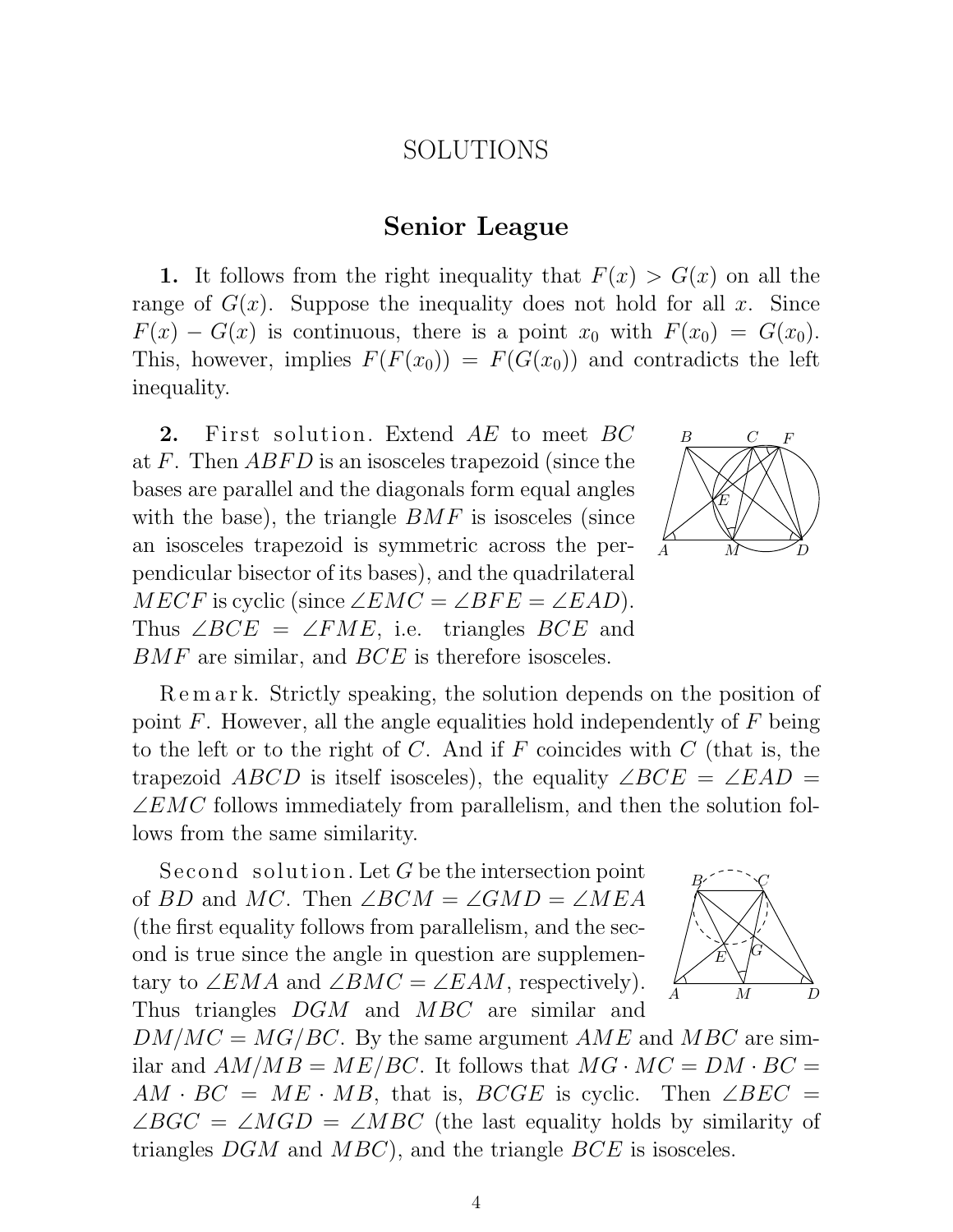# SOLUTIONS

## Senior League

**1.** It follows from the right inequality that $F(x) > G(x)$ on all the range of $G(x)$. Suppose the inequality does not hold for all $x$. Since $F(x) - G(x)$ is continuous, there is a point $x_0$ with $F(x_0) = G(x_0)$. This, however, implies $F(F(x_0)) = F(G(x_0))$ and contradicts the left inequality.

**2.** *First solution.* Extend $AE$ to meet $BC$ at $F$. Then $ABFD$ is an isosceles trapezoid (since the bases are parallel and the diagonals form equal angles with the base), the triangle $BMF$ is isosceles (since an isosceles trapezoid is symmetric across the perpendicular bisector of its bases), and the quadrilateral $MECF$ is cyclic (since $\angle EMC = \angle BFE = \angle EAD$). Thus $\angle BCE = \angle FME$, i.e. triangles $BCE$ and $BMF$ are similar, and $BCE$ is therefore isosceles.

*Remark.* Strictly speaking, the solution depends on the position of point $F$. However, all the angle equalities hold independently of $F$ being to the left or to the right of $C$. And if $F$ coincides with $C$ (that is, the trapezoid $ABCD$ is itself isosceles), the equality $\angle BCE = \angle EAD = \angle EMC$ follows immediately from parallelism, and then the solution follows from the same similarity.

*Second solution.* Let $G$ be the intersection point of $BD$ and $MC$. Then $\angle BCM = \angle GMD = \angle MEA$ (the first equality follows from parallelism, and the second is true since the angle in question are supplementary to $\angle EMA$ and $\angle BMC = \angle EAM$, respectively). Thus triangles $DGM$ and $MBC$ are similar and $DM/MC = MG/BC$. By the same argument $AME$ and $MBC$ are similar and $AM/MB = ME/BC$. It follows that $MG \cdot MC = DM \cdot BC = AM \cdot BC = ME \cdot MB$, that is, $BCGE$ is cyclic. Then $\angle BEC = \angle BGC = \angle MGD = \angle MBC$ (the last equality holds by similarity of triangles $DGM$ and $MBC$), and the triangle $BCE$ is isosceles.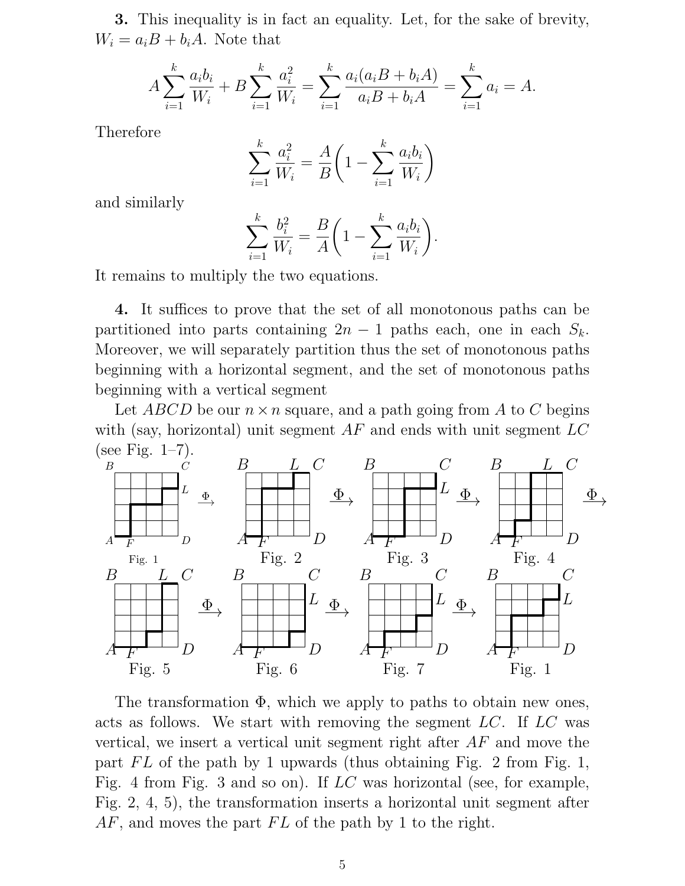**3.** This inequality is in fact an equality. Let, for the sake of brevity, $W_i = a_i B + b_i A$. Note that

$$A\sum_{i=1}^{k}\frac{a_ib_i}{W_i} + B\sum_{i=1}^{k}\frac{a_i^2}{W_i} = \sum_{i=1}^{k}\frac{a_i(a_iB+b_iA)}{a_iB+b_iA} = \sum_{i=1}^{k}a_i = A.$$

Therefore

$$\sum_{i=1}^{k}\frac{a_i^2}{W_i} = \frac{A}{B}\biggl(1-\sum_{i=1}^{k}\frac{a_ib_i}{W_i}\biggr)$$

and similarly

$$\sum_{i=1}^{k}\frac{b_i^2}{W_i} = \frac{B}{A}\biggl(1-\sum_{i=1}^{k}\frac{a_ib_i}{W_i}\biggr).$$

It remains to multiply the two equations.

**4.** It suffices to prove that the set of all monotonous paths can be partitioned into parts containing $2n-1$ paths each, one in each $S_k$. Moreover, we will separately partition thus the set of monotonous paths beginning with a horizontal segment, and the set of monotonous paths beginning with a vertical segment

Let $ABCD$ be our $n\times n$ square, and a path going from $A$ to $C$ begins with (say, horizontal) unit segment $AF$ and ends with unit segment $LC$ (see Fig. 1–7).

Fig. 1 $\xrightarrow{\Phi}$ Fig. 2 $\xrightarrow{\Phi}$ Fig. 3 $\xrightarrow{\Phi}$ Fig. 4 $\xrightarrow{\Phi}$ Fig. 5 $\xrightarrow{\Phi}$ Fig. 6 $\xrightarrow{\Phi}$ Fig. 7 $\xrightarrow{\Phi}$ Fig. 1

The transformation $\Phi$, which we apply to paths to obtain new ones, acts as follows. We start with removing the segment $LC$. If $LC$ was vertical, we insert a vertical unit segment right after $AF$ and move the part $FL$ of the path by 1 upwards (thus obtaining Fig. 2 from Fig. 1, Fig. 4 from Fig. 3 and so on). If $LC$ was horizontal (see, for example, Fig. 2, 4, 5), the transformation inserts a horizontal unit segment after $AF$, and moves the part $FL$ of the path by 1 to the right.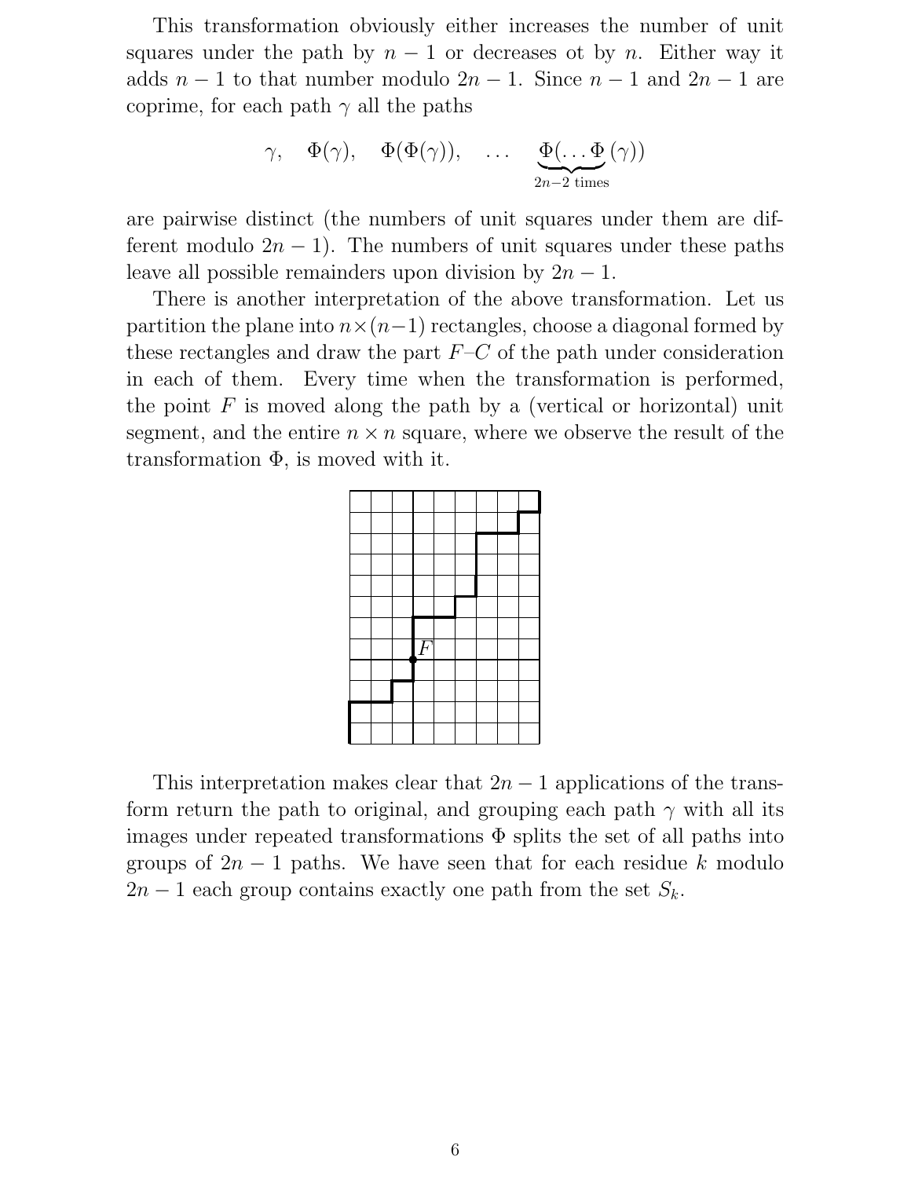This transformation obviously either increases the number of unit squares under the path by $n-1$ or decreases ot by $n$. Either way it adds $n-1$ to that number modulo $2n-1$. Since $n-1$ and $2n-1$ are coprime, for each path $\gamma$ all the paths

$$\gamma, \quad \Phi(\gamma), \quad \Phi(\Phi(\gamma)), \quad \ldots \quad \underbrace{\Phi(\ldots\Phi}_{2n-2 \text{ times}}(\gamma))$$

are pairwise distinct (the numbers of unit squares under them are different modulo $2n-1$). The numbers of unit squares under these paths leave all possible remainders upon division by $2n-1$.

There is another interpretation of the above transformation. Let us partition the plane into $n \times (n-1)$ rectangles, choose a diagonal formed by these rectangles and draw the part $F$–$C$ of the path under consideration in each of them. Every time when the transformation is performed, the point $F$ is moved along the path by a (vertical or horizontal) unit segment, and the entire $n \times n$ square, where we observe the result of the transformation $\Phi$, is moved with it.

This interpretation makes clear that $2n-1$ applications of the transform return the path to original, and grouping each path $\gamma$ with all its images under repeated transformations $\Phi$ splits the set of all paths into groups of $2n-1$ paths. We have seen that for each residue $k$ modulo $2n-1$ each group contains exactly one path from the set $S_k$.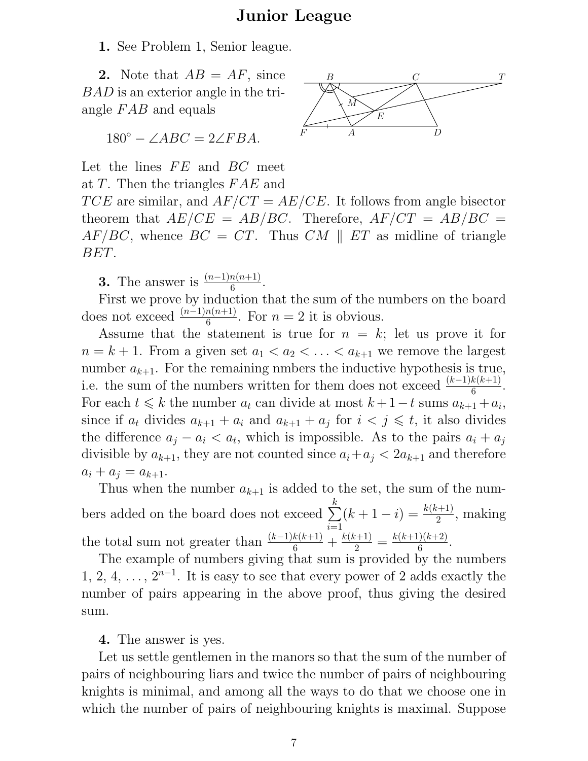# Junior League

**1.** See Problem 1, Senior league.

**2.** Note that $AB = AF$, since $BAD$ is an exterior angle in the triangle $FAB$ and equals

$$180^\circ - \angle ABC = 2\angle FBA.$$

Let the lines $FE$ and $BC$ meet at $T$. Then the triangles $FAE$ and $TCE$ are similar, and $AF/CT = AE/CE$. It follows from angle bisector theorem that $AE/CE = AB/BC$. Therefore, $AF/CT = AB/BC = AF/BC$, whence $BC = CT$. Thus $CM \parallel ET$ as midline of triangle $BET$.

**3.** The answer is $\frac{(n-1)n(n+1)}{6}$.

First we prove by induction that the sum of the numbers on the board does not exceed $\frac{(n-1)n(n+1)}{6}$. For $n = 2$ it is obvious.

Assume that the statement is true for $n = k$; let us prove it for $n = k + 1$. From a given set $a_1 < a_2 < \ldots < a_{k+1}$ we remove the largest number $a_{k+1}$. For the remaining nmbers the inductive hypothesis is true, i.e. the sum of the numbers written for them does not exceed $\frac{(k-1)k(k+1)}{6}$. For each $t \leqslant k$ the number $a_t$ can divide at most $k+1-t$ sums $a_{k+1}+a_i$, since if $a_t$ divides $a_{k+1} + a_i$ and $a_{k+1} + a_j$ for $i < j \leqslant t$, it also divides the difference $a_j - a_i < a_t$, which is impossible. As to the pairs $a_i + a_j$ divisible by $a_{k+1}$, they are not counted since $a_i+a_j < 2a_{k+1}$ and therefore $a_i + a_j = a_{k+1}$.

Thus when the number $a_{k+1}$ is added to the set, the sum of the numbers added on the board does not exceed $\sum_{i=1}^{k}(k+1-i) = \frac{k(k+1)}{2}$, making the total sum not greater than $\frac{(k-1)k(k+1)}{6} + \frac{k(k+1)}{2} = \frac{k(k+1)(k+2)}{6}$.

The example of numbers giving that sum is provided by the numbers $1, 2, 4, \ldots, 2^{n-1}$. It is easy to see that every power of 2 adds exactly the number of pairs appearing in the above proof, thus giving the desired sum.

**4.** The answer is yes.

Let us settle gentlemen in the manors so that the sum of the number of pairs of neighbouring liars and twice the number of pairs of neighbouring knights is minimal, and among all the ways to do that we choose one in which the number of pairs of neighbouring knights is maximal. Suppose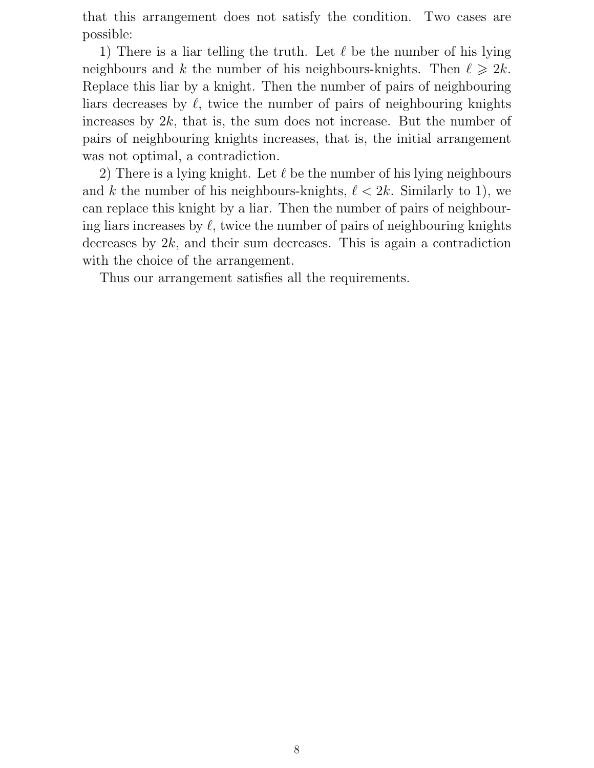that this arrangement does not satisfy the condition. Two cases are possible:

1) There is a liar telling the truth. Let $\ell$ be the number of his lying neighbours and $k$ the number of his neighbours-knights. Then $\ell \geqslant 2k$. Replace this liar by a knight. Then the number of pairs of neighbouring liars decreases by $\ell$, twice the number of pairs of neighbouring knights increases by $2k$, that is, the sum does not increase. But the number of pairs of neighbouring knights increases, that is, the initial arrangement was not optimal, a contradiction.

2) There is a lying knight. Let $\ell$ be the number of his lying neighbours and $k$ the number of his neighbours-knights, $\ell < 2k$. Similarly to 1), we can replace this knight by a liar. Then the number of pairs of neighbouring liars increases by $\ell$, twice the number of pairs of neighbouring knights decreases by $2k$, and their sum decreases. This is again a contradiction with the choice of the arrangement.

Thus our arrangement satisfies all the requirements.